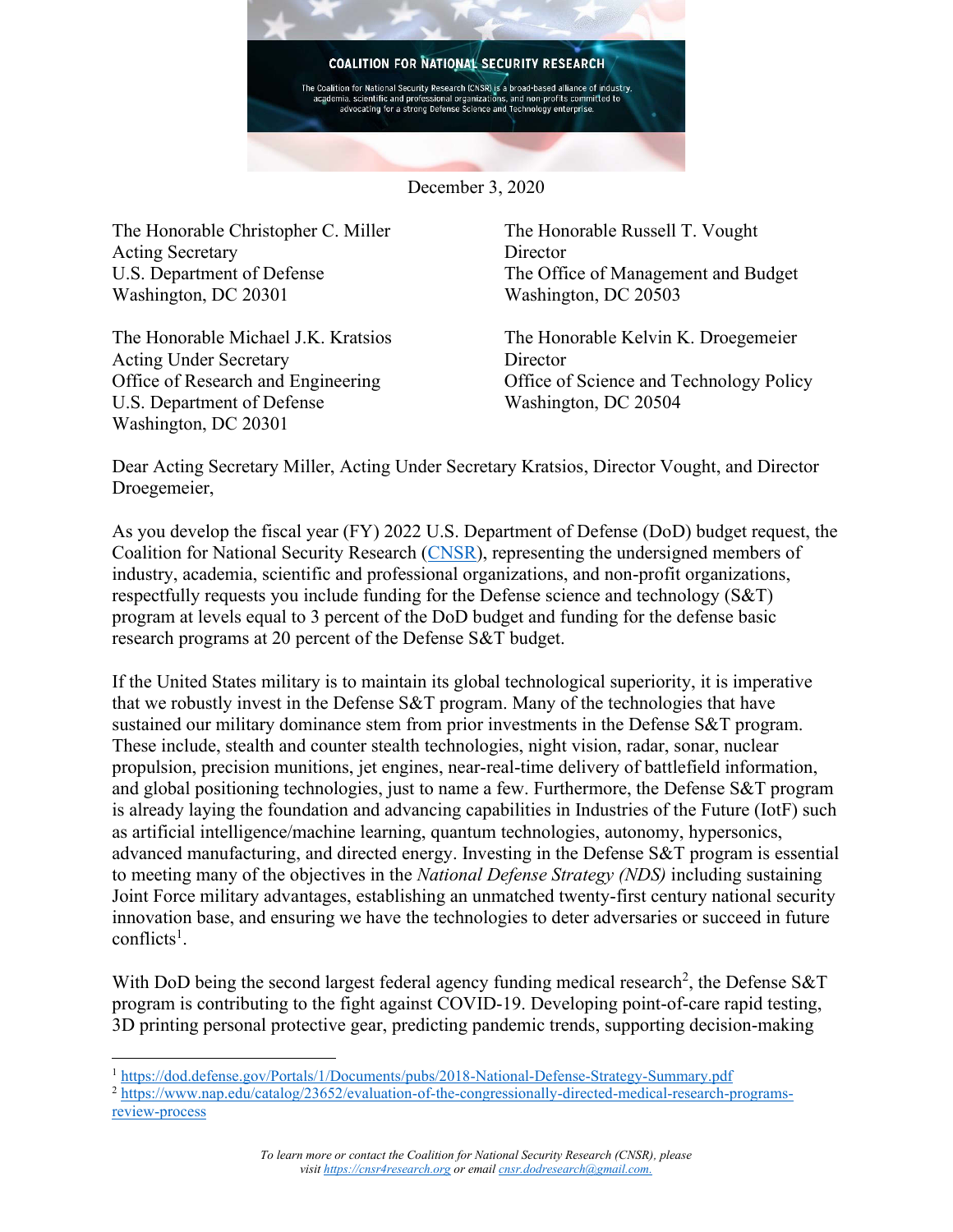**COALITION FOR NATIONAL SECURITY RESEARCH**

The Coalition for National Security Research (CNSR) is a broad-based alliance of industry, academia, scientific and professional organizations, and non-profits committed to advocating for a strong Defense Science and Technology enterprise.

December 3, 2020

The Honorable Christopher C. Miller
Acting Secretary
U.S. Department of Defense
Washington, DC 20301

The Honorable Russell T. Vought
Director
The Office of Management and Budget
Washington, DC 20503

The Honorable Michael J.K. Kratsios
Acting Under Secretary
Office of Research and Engineering
U.S. Department of Defense
Washington, DC 20301

The Honorable Kelvin K. Droegemeier
Director
Office of Science and Technology Policy
Washington, DC 20504

Dear Acting Secretary Miller, Acting Under Secretary Kratsios, Director Vought, and Director Droegemeier,

As you develop the fiscal year (FY) 2022 U.S. Department of Defense (DoD) budget request, the Coalition for National Security Research (CNSR), representing the undersigned members of industry, academia, scientific and professional organizations, and non-profit organizations, respectfully requests you include funding for the Defense science and technology (S&T) program at levels equal to 3 percent of the DoD budget and funding for the defense basic research programs at 20 percent of the Defense S&T budget.

If the United States military is to maintain its global technological superiority, it is imperative that we robustly invest in the Defense S&T program. Many of the technologies that have sustained our military dominance stem from prior investments in the Defense S&T program. These include, stealth and counter stealth technologies, night vision, radar, sonar, nuclear propulsion, precision munitions, jet engines, near-real-time delivery of battlefield information, and global positioning technologies, just to name a few. Furthermore, the Defense S&T program is already laying the foundation and advancing capabilities in Industries of the Future (IotF) such as artificial intelligence/machine learning, quantum technologies, autonomy, hypersonics, advanced manufacturing, and directed energy. Investing in the Defense S&T program is essential to meeting many of the objectives in the *National Defense Strategy (NDS)* including sustaining Joint Force military advantages, establishing an unmatched twenty-first century national security innovation base, and ensuring we have the technologies to deter adversaries or succeed in future conflicts[1].

With DoD being the second largest federal agency funding medical research[2], the Defense S&T program is contributing to the fight against COVID-19. Developing point-of-care rapid testing, 3D printing personal protective gear, predicting pandemic trends, supporting decision-making

---

[1] https://dod.defense.gov/Portals/1/Documents/pubs/2018-National-Defense-Strategy-Summary.pdf

[2] https://www.nap.edu/catalog/23652/evaluation-of-the-congressionally-directed-medical-research-programs-review-process

*To learn more or contact the Coalition for National Security Research (CNSR), please visit https://cnsr4research.org or email cnsr.dodresearch@gmail.com.*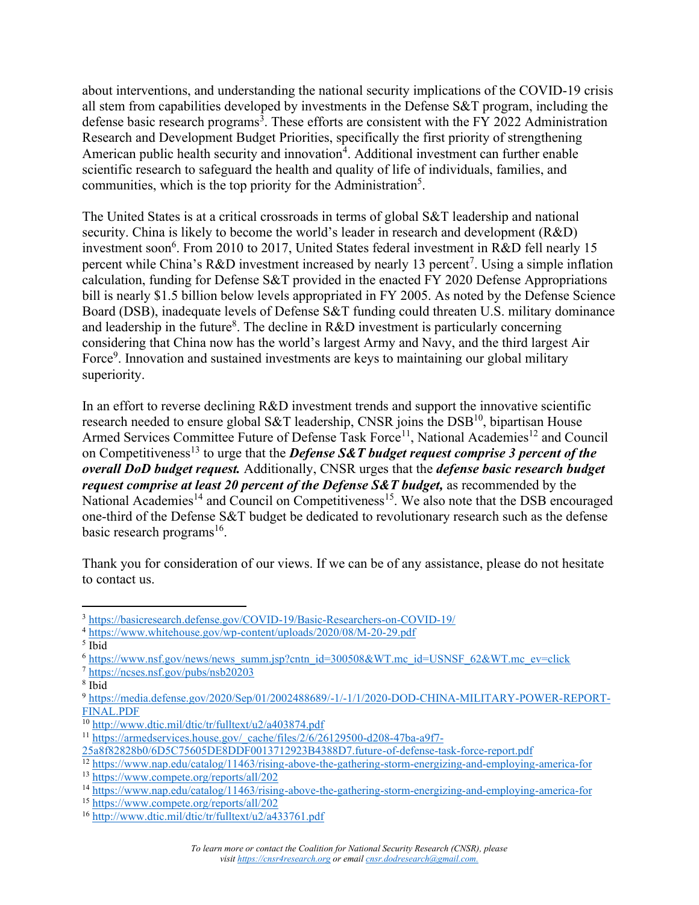about interventions, and understanding the national security implications of the COVID-19 crisis all stem from capabilities developed by investments in the Defense S&T program, including the defense basic research programs[3]. These efforts are consistent with the FY 2022 Administration Research and Development Budget Priorities, specifically the first priority of strengthening American public health security and innovation[4]. Additional investment can further enable scientific research to safeguard the health and quality of life of individuals, families, and communities, which is the top priority for the Administration[5].

The United States is at a critical crossroads in terms of global S&T leadership and national security. China is likely to become the world's leader in research and development (R&D) investment soon[6]. From 2010 to 2017, United States federal investment in R&D fell nearly 15 percent while China's R&D investment increased by nearly 13 percent[7]. Using a simple inflation calculation, funding for Defense S&T provided in the enacted FY 2020 Defense Appropriations bill is nearly $1.5 billion below levels appropriated in FY 2005. As noted by the Defense Science Board (DSB), inadequate levels of Defense S&T funding could threaten U.S. military dominance and leadership in the future[8]. The decline in R&D investment is particularly concerning considering that China now has the world's largest Army and Navy, and the third largest Air Force[9]. Innovation and sustained investments are keys to maintaining our global military superiority.

In an effort to reverse declining R&D investment trends and support the innovative scientific research needed to ensure global S&T leadership, CNSR joins the DSB[10], bipartisan House Armed Services Committee Future of Defense Task Force[11], National Academies[12] and Council on Competitiveness[13] to urge that the ***Defense S&T budget request comprise 3 percent of the overall DoD budget request.*** Additionally, CNSR urges that the ***defense basic research budget request comprise at least 20 percent of the Defense S&T budget,*** as recommended by the National Academies[14] and Council on Competitiveness[15]. We also note that the DSB encouraged one-third of the Defense S&T budget be dedicated to revolutionary research such as the defense basic research programs[16].

Thank you for consideration of our views. If we can be of any assistance, please do not hesitate to contact us.

---

[3] https://basicresearch.defense.gov/COVID-19/Basic-Researchers-on-COVID-19/
[4] https://www.whitehouse.gov/wp-content/uploads/2020/08/M-20-29.pdf
[5] Ibid
[6] https://www.nsf.gov/news/news_summ.jsp?cntn_id=300508&WT.mc_id=USNSF_62&WT.mc_ev=click
[7] https://ncses.nsf.gov/pubs/nsb20203
[8] Ibid
[9] https://media.defense.gov/2020/Sep/01/2002488689/-1/-1/1/2020-DOD-CHINA-MILITARY-POWER-REPORT-FINAL.PDF
[10] http://www.dtic.mil/dtic/tr/fulltext/u2/a403874.pdf
[11] https://armedservices.house.gov/_cache/files/2/6/26129500-d208-47ba-a9f7-25a8f82828b0/6D5C75605DE8DDF0013712923B4388D7.future-of-defense-task-force-report.pdf
[12] https://www.nap.edu/catalog/11463/rising-above-the-gathering-storm-energizing-and-employing-america-for
[13] https://www.compete.org/reports/all/202
[14] https://www.nap.edu/catalog/11463/rising-above-the-gathering-storm-energizing-and-employing-america-for
[15] https://www.compete.org/reports/all/202
[16] http://www.dtic.mil/dtic/tr/fulltext/u2/a433761.pdf

*To learn more or contact the Coalition for National Security Research (CNSR), please visit https://cnsr4research.org or email cnsr.dodresearch@gmail.com.*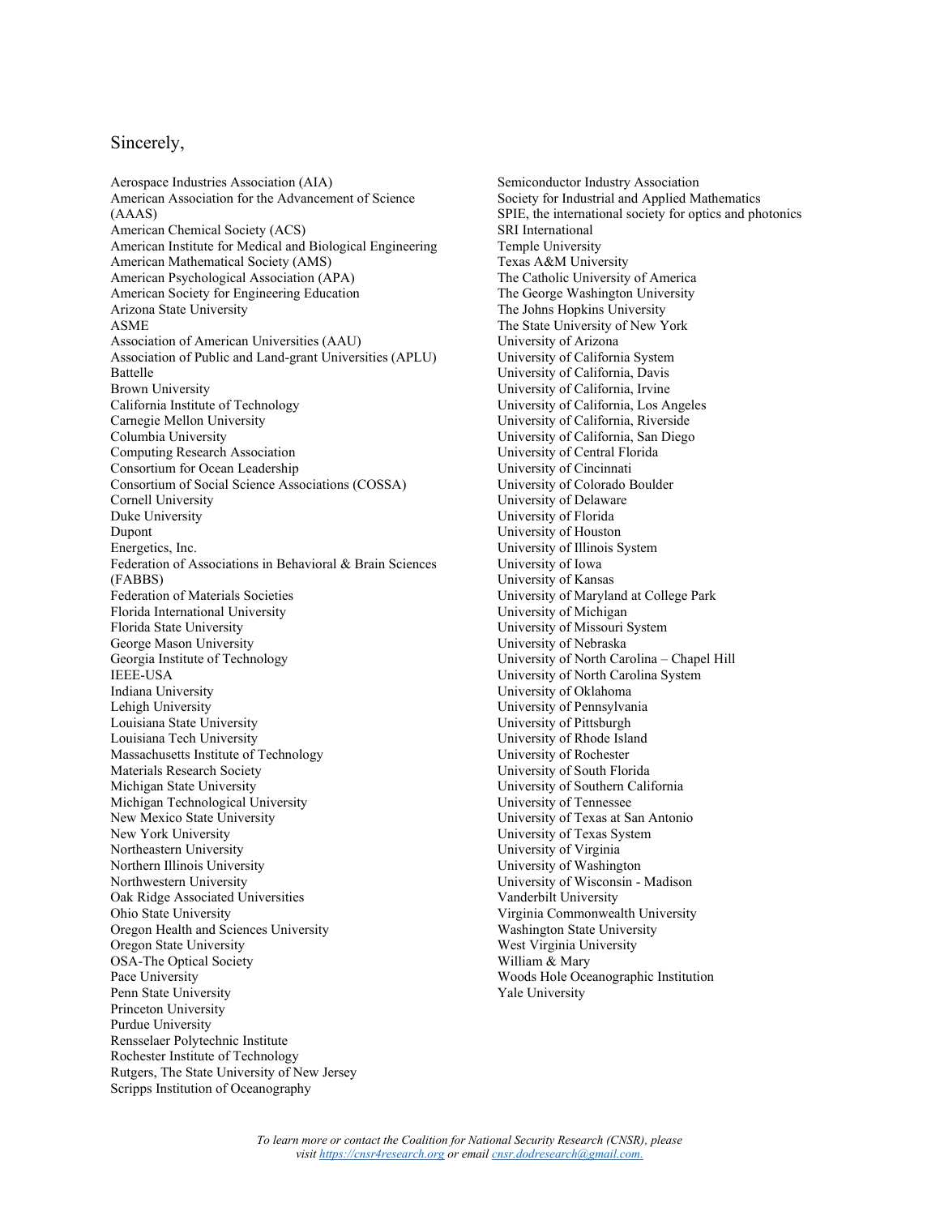Sincerely,

Aerospace Industries Association (AIA)
American Association for the Advancement of Science (AAAS)
American Chemical Society (ACS)
American Institute for Medical and Biological Engineering
American Mathematical Society (AMS)
American Psychological Association (APA)
American Society for Engineering Education
Arizona State University
ASME
Association of American Universities (AAU)
Association of Public and Land-grant Universities (APLU)
Battelle
Brown University
California Institute of Technology
Carnegie Mellon University
Columbia University
Computing Research Association
Consortium for Ocean Leadership
Consortium of Social Science Associations (COSSA)
Cornell University
Duke University
Dupont
Energetics, Inc.
Federation of Associations in Behavioral & Brain Sciences (FABBS)
Federation of Materials Societies
Florida International University
Florida State University
George Mason University
Georgia Institute of Technology
IEEE-USA
Indiana University
Lehigh University
Louisiana State University
Louisiana Tech University
Massachusetts Institute of Technology
Materials Research Society
Michigan State University
Michigan Technological University
New Mexico State University
New York University
Northeastern University
Northern Illinois University
Northwestern University
Oak Ridge Associated Universities
Ohio State University
Oregon Health and Sciences University
Oregon State University
OSA-The Optical Society
Pace University
Penn State University
Princeton University
Purdue University
Rensselaer Polytechnic Institute
Rochester Institute of Technology
Rutgers, The State University of New Jersey
Scripps Institution of Oceanography
Semiconductor Industry Association
Society for Industrial and Applied Mathematics
SPIE, the international society for optics and photonics
SRI International
Temple University
Texas A&M University
The Catholic University of America
The George Washington University
The Johns Hopkins University
The State University of New York
University of Arizona
University of California System
University of California, Davis
University of California, Irvine
University of California, Los Angeles
University of California, Riverside
University of California, San Diego
University of Central Florida
University of Cincinnati
University of Colorado Boulder
University of Delaware
University of Florida
University of Houston
University of Illinois System
University of Iowa
University of Kansas
University of Maryland at College Park
University of Michigan
University of Missouri System
University of Nebraska
University of North Carolina – Chapel Hill
University of North Carolina System
University of Oklahoma
University of Pennsylvania
University of Pittsburgh
University of Rhode Island
University of Rochester
University of South Florida
University of Southern California
University of Tennessee
University of Texas at San Antonio
University of Texas System
University of Virginia
University of Washington
University of Wisconsin - Madison
Vanderbilt University
Virginia Commonwealth University
Washington State University
West Virginia University
William & Mary
Woods Hole Oceanographic Institution
Yale University

*To learn more or contact the Coalition for National Security Research (CNSR), please visit [https://cnsr4research.org](https://cnsr4research.org) or email [cnsr.dodresearch@gmail.com.](mailto:cnsr.dodresearch@gmail.com)*